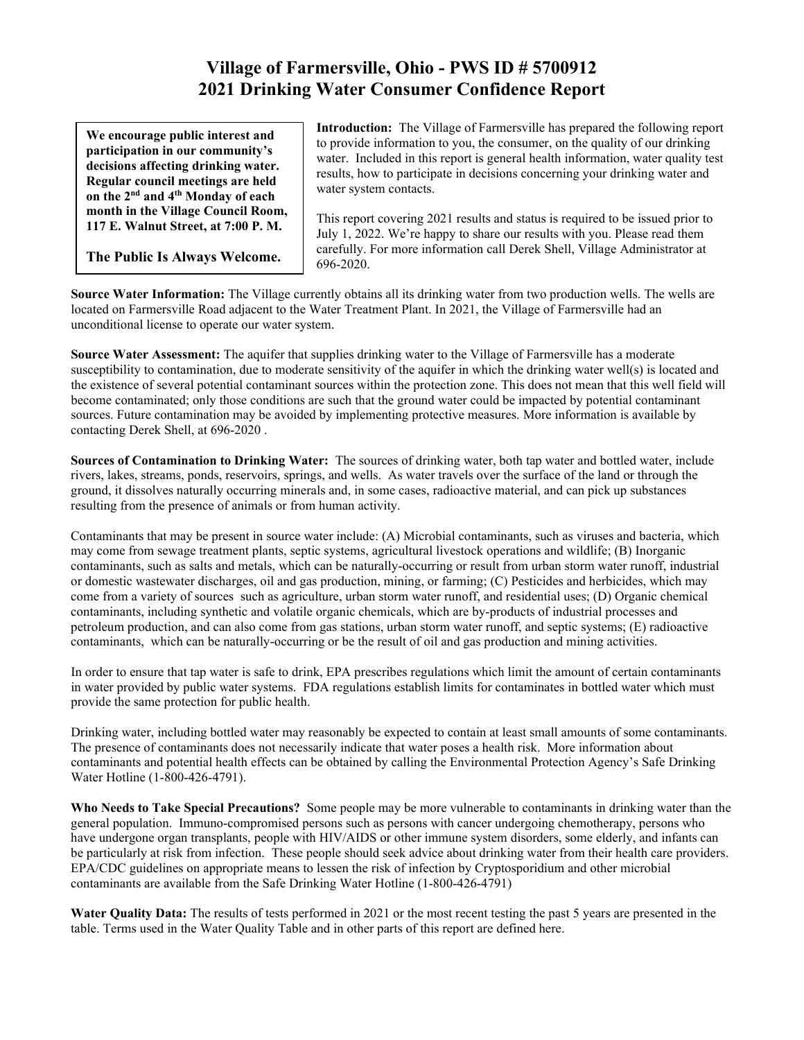# Village of Farmersville, Ohio - PWS ID # 5700912
# 2021 Drinking Water Consumer Confidence Report

**We encourage public interest and participation in our community's decisions affecting drinking water. Regular council meetings are held on the 2nd and 4th Monday of each month in the Village Council Room, 117 E. Walnut Street, at 7:00 P. M.**

**The Public Is Always Welcome.**

**Introduction:** The Village of Farmersville has prepared the following report to provide information to you, the consumer, on the quality of our drinking water. Included in this report is general health information, water quality test results, how to participate in decisions concerning your drinking water and water system contacts.

This report covering 2021 results and status is required to be issued prior to July 1, 2022. We're happy to share our results with you. Please read them carefully. For more information call Derek Shell, Village Administrator at 696-2020.

**Source Water Information:** The Village currently obtains all its drinking water from two production wells. The wells are located on Farmersville Road adjacent to the Water Treatment Plant. In 2021, the Village of Farmersville had an unconditional license to operate our water system.

**Source Water Assessment:** The aquifer that supplies drinking water to the Village of Farmersville has a moderate susceptibility to contamination, due to moderate sensitivity of the aquifer in which the drinking water well(s) is located and the existence of several potential contaminant sources within the protection zone. This does not mean that this well field will become contaminated; only those conditions are such that the ground water could be impacted by potential contaminant sources. Future contamination may be avoided by implementing protective measures. More information is available by contacting Derek Shell, at 696-2020 .

**Sources of Contamination to Drinking Water:** The sources of drinking water, both tap water and bottled water, include rivers, lakes, streams, ponds, reservoirs, springs, and wells. As water travels over the surface of the land or through the ground, it dissolves naturally occurring minerals and, in some cases, radioactive material, and can pick up substances resulting from the presence of animals or from human activity.

Contaminants that may be present in source water include: (A) Microbial contaminants, such as viruses and bacteria, which may come from sewage treatment plants, septic systems, agricultural livestock operations and wildlife; (B) Inorganic contaminants, such as salts and metals, which can be naturally-occurring or result from urban storm water runoff, industrial or domestic wastewater discharges, oil and gas production, mining, or farming; (C) Pesticides and herbicides, which may come from a variety of sources such as agriculture, urban storm water runoff, and residential uses; (D) Organic chemical contaminants, including synthetic and volatile organic chemicals, which are by-products of industrial processes and petroleum production, and can also come from gas stations, urban storm water runoff, and septic systems; (E) radioactive contaminants, which can be naturally-occurring or be the result of oil and gas production and mining activities.

In order to ensure that tap water is safe to drink, EPA prescribes regulations which limit the amount of certain contaminants in water provided by public water systems. FDA regulations establish limits for contaminates in bottled water which must provide the same protection for public health.

Drinking water, including bottled water may reasonably be expected to contain at least small amounts of some contaminants. The presence of contaminants does not necessarily indicate that water poses a health risk. More information about contaminants and potential health effects can be obtained by calling the Environmental Protection Agency's Safe Drinking Water Hotline (1-800-426-4791).

**Who Needs to Take Special Precautions?** Some people may be more vulnerable to contaminants in drinking water than the general population. Immuno-compromised persons such as persons with cancer undergoing chemotherapy, persons who have undergone organ transplants, people with HIV/AIDS or other immune system disorders, some elderly, and infants can be particularly at risk from infection. These people should seek advice about drinking water from their health care providers. EPA/CDC guidelines on appropriate means to lessen the risk of infection by Cryptosporidium and other microbial contaminants are available from the Safe Drinking Water Hotline (1-800-426-4791)

**Water Quality Data:** The results of tests performed in 2021 or the most recent testing the past 5 years are presented in the table. Terms used in the Water Quality Table and in other parts of this report are defined here.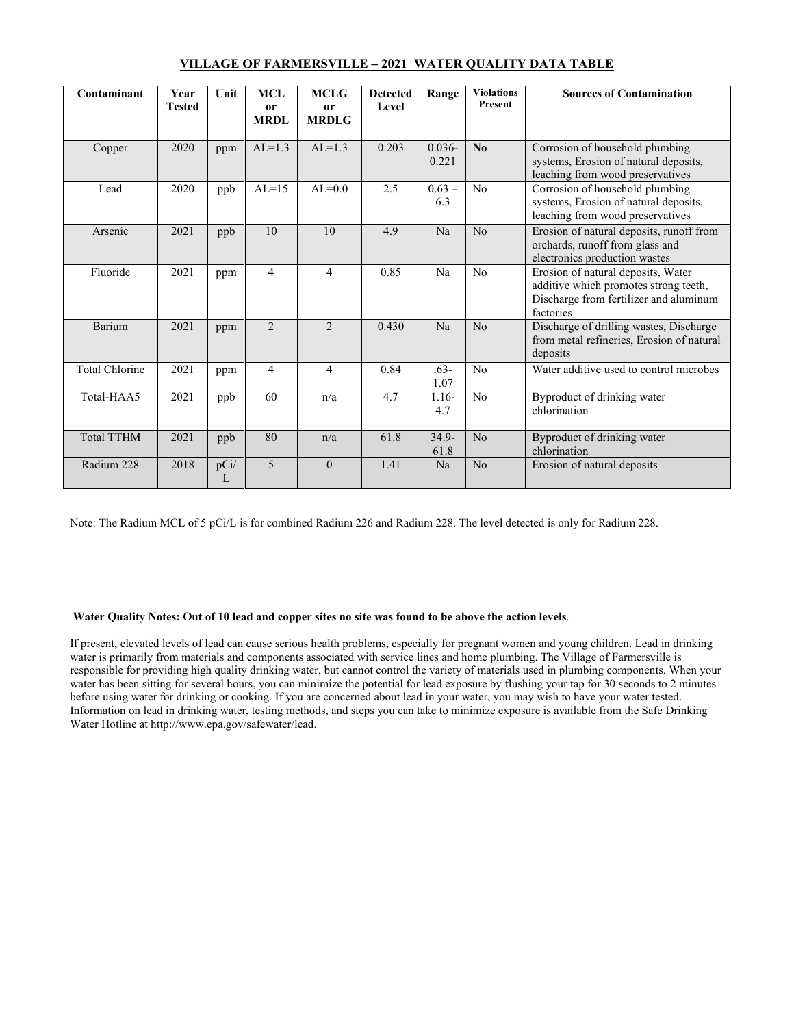## VILLAGE OF FARMERSVILLE – 2021 WATER QUALITY DATA TABLE

| Contaminant | Year Tested | Unit | MCL or MRDL | MCLG or MRDLG | Detected Level | Range | Violations Present | Sources of Contamination |
|---|---|---|---|---|---|---|---|---|
| Copper | 2020 | ppm | AL=1.3 | AL=1.3 | 0.203 | 0.036-0.221 | **No** | Corrosion of household plumbing systems, Erosion of natural deposits, leaching from wood preservatives |
| Lead | 2020 | ppb | AL=15 | AL=0.0 | 2.5 | 0.63 – 6.3 | No | Corrosion of household plumbing systems, Erosion of natural deposits, leaching from wood preservatives |
| Arsenic | 2021 | ppb | 10 | 10 | 4.9 | Na | No | Erosion of natural deposits, runoff from orchards, runoff from glass and electronics production wastes |
| Fluoride | 2021 | ppm | 4 | 4 | 0.85 | Na | No | Erosion of natural deposits, Water additive which promotes strong teeth, Discharge from fertilizer and aluminum factories |
| Barium | 2021 | ppm | 2 | 2 | 0.430 | Na | No | Discharge of drilling wastes, Discharge from metal refineries, Erosion of natural deposits |
| Total Chlorine | 2021 | ppm | 4 | 4 | 0.84 | .63-1.07 | No | Water additive used to control microbes |
| Total-HAA5 | 2021 | ppb | 60 | n/a | 4.7 | 1.16-4.7 | No | Byproduct of drinking water chlorination |
| Total TTHM | 2021 | ppb | 80 | n/a | 61.8 | 34.9-61.8 | No | Byproduct of drinking water chlorination |
| Radium 228 | 2018 | pCi/L | 5 | 0 | 1.41 | Na | No | Erosion of natural deposits |

Note: The Radium MCL of 5 pCi/L is for combined Radium 226 and Radium 228. The level detected is only for Radium 228.

**Water Quality Notes: Out of 10 lead and copper sites no site was found to be above the action levels**.

If present, elevated levels of lead can cause serious health problems, especially for pregnant women and young children. Lead in drinking water is primarily from materials and components associated with service lines and home plumbing. The Village of Farmersville is responsible for providing high quality drinking water, but cannot control the variety of materials used in plumbing components. When your water has been sitting for several hours, you can minimize the potential for lead exposure by flushing your tap for 30 seconds to 2 minutes before using water for drinking or cooking. If you are concerned about lead in your water, you may wish to have your water tested. Information on lead in drinking water, testing methods, and steps you can take to minimize exposure is available from the Safe Drinking Water Hotline at http://www.epa.gov/safewater/lead.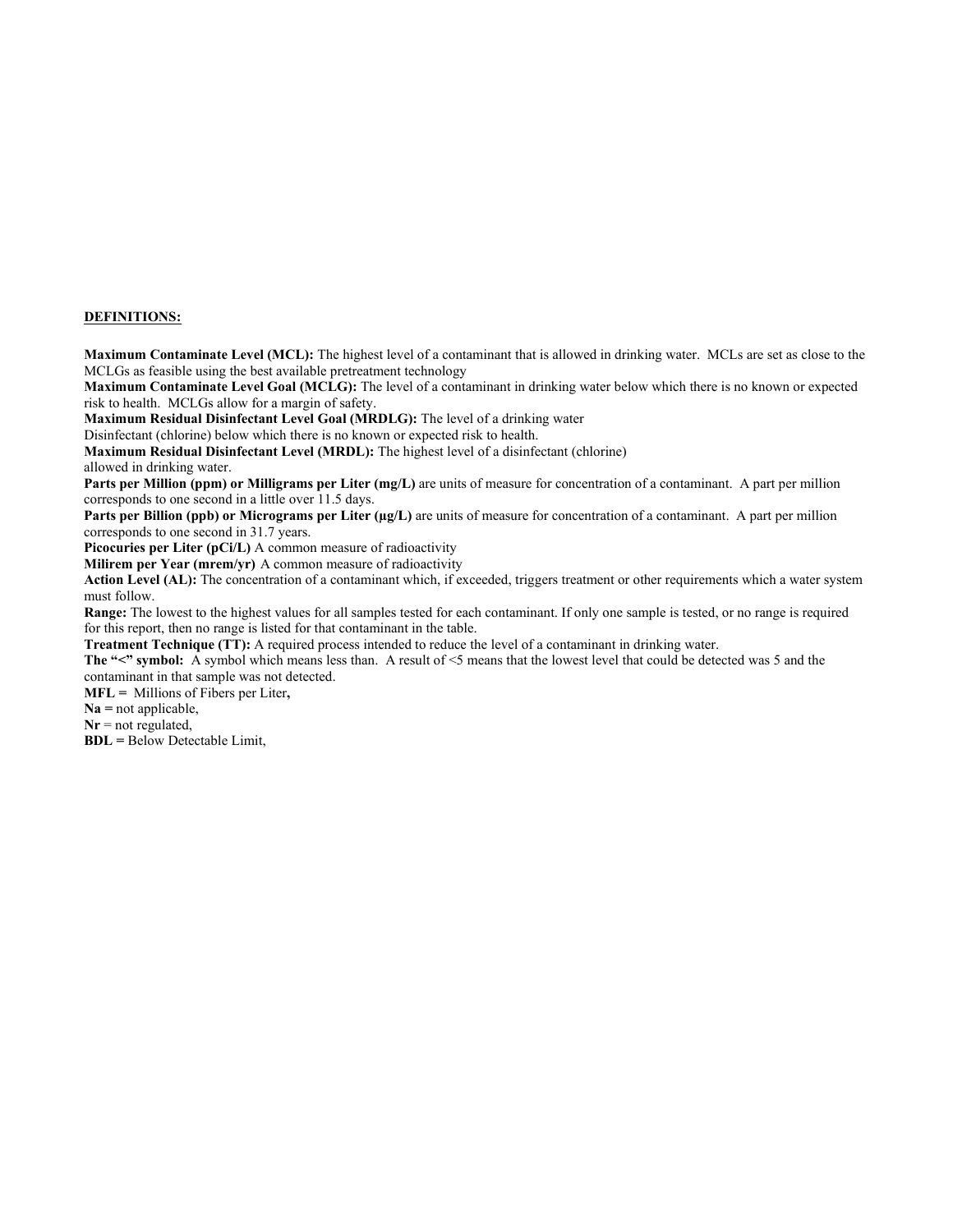**DEFINITIONS:**

**Maximum Contaminate Level (MCL):** The highest level of a contaminant that is allowed in drinking water. MCLs are set as close to the MCLGs as feasible using the best available pretreatment technology

**Maximum Contaminate Level Goal (MCLG):** The level of a contaminant in drinking water below which there is no known or expected risk to health. MCLGs allow for a margin of safety.

**Maximum Residual Disinfectant Level Goal (MRDLG):** The level of a drinking water Disinfectant (chlorine) below which there is no known or expected risk to health.

**Maximum Residual Disinfectant Level (MRDL):** The highest level of a disinfectant (chlorine) allowed in drinking water.

**Parts per Million (ppm) or Milligrams per Liter (mg/L)** are units of measure for concentration of a contaminant. A part per million corresponds to one second in a little over 11.5 days.

**Parts per Billion (ppb) or Micrograms per Liter (µg/L)** are units of measure for concentration of a contaminant. A part per million corresponds to one second in 31.7 years.

**Picocuries per Liter (pCi/L)** A common measure of radioactivity

**Milirem per Year (mrem/yr)** A common measure of radioactivity

**Action Level (AL):** The concentration of a contaminant which, if exceeded, triggers treatment or other requirements which a water system must follow.

**Range:** The lowest to the highest values for all samples tested for each contaminant. If only one sample is tested, or no range is required for this report, then no range is listed for that contaminant in the table.

**Treatment Technique (TT):** A required process intended to reduce the level of a contaminant in drinking water.

**The "<" symbol:** A symbol which means less than. A result of <5 means that the lowest level that could be detected was 5 and the contaminant in that sample was not detected.

**MFL =** Millions of Fibers per Liter**,**

**Na =** not applicable,

**Nr** = not regulated,

**BDL =** Below Detectable Limit,